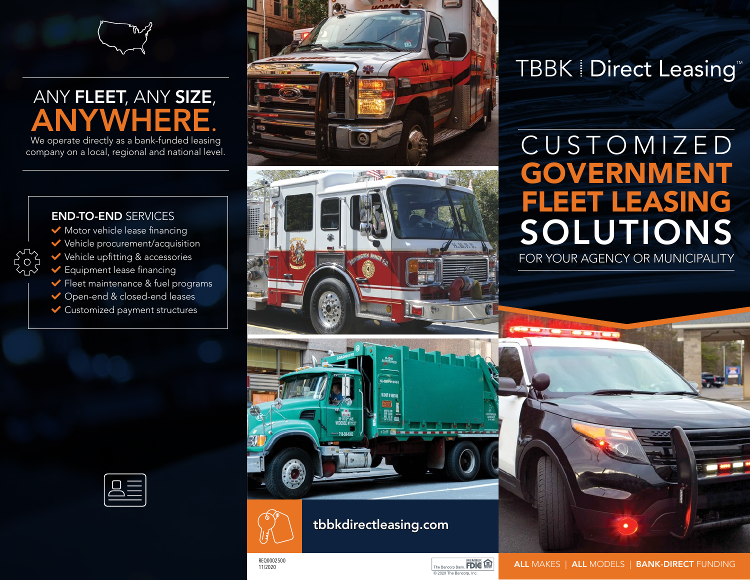# ANY **FLEET**, ANY **SIZE**, ANYWHERE.

We operate directly as a bank-funded leasing company on a local, regional and national level.

## END-TO-END SERVICES

- Motor vehicle lease financing
- Vehicle procurement/acquisition
- Vehicle upfitting & accessories
- Equipment lease financing
- Fleet maintenance & fuel programs
- Open-end & closed-end leases
- Customized payment structures

tbbkdirectleasing.com

REQ0002500
11/2020

The Bancorp Bank. MEMBER FDIC
© 2020 The Bancorp, Inc.

# TBBK | Direct Leasing™

# CUSTOMIZED GOVERNMENT FLEET LEASING SOLUTIONS

FOR YOUR AGENCY OR MUNICIPALITY

**ALL** MAKES | **ALL** MODELS | **BANK-DIRECT** FUNDING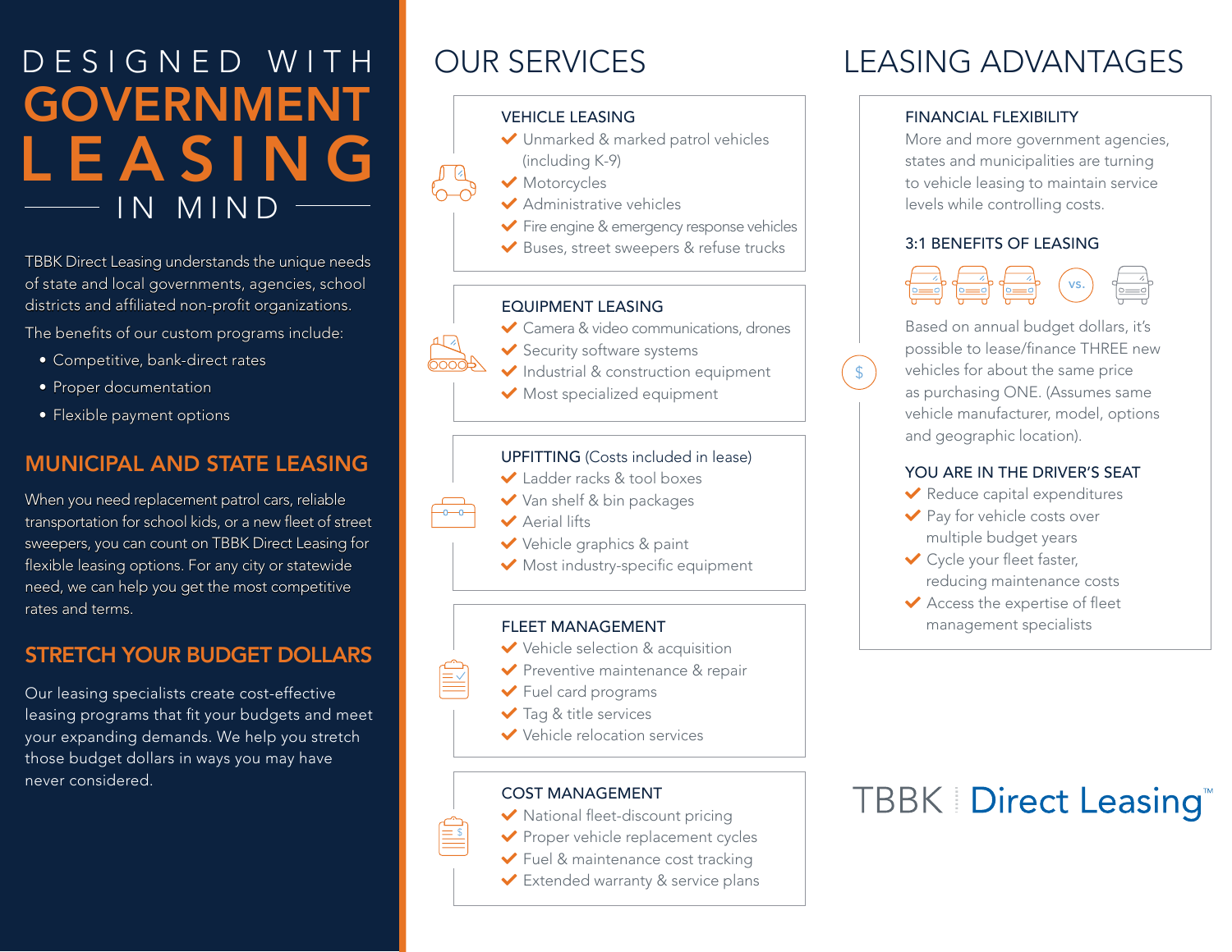# DESIGNED WITH GOVERNMENT LEASING IN MIND

TBBK Direct Leasing understands the unique needs of state and local governments, agencies, school districts and affiliated non-profit organizations.

The benefits of our custom programs include:

- Competitive, bank-direct rates
- Proper documentation
- Flexible payment options

## MUNICIPAL AND STATE LEASING

When you need replacement patrol cars, reliable transportation for school kids, or a new fleet of street sweepers, you can count on TBBK Direct Leasing for flexible leasing options. For any city or statewide need, we can help you get the most competitive rates and terms.

## STRETCH YOUR BUDGET DOLLARS

Our leasing specialists create cost-effective leasing programs that fit your budgets and meet your expanding demands. We help you stretch those budget dollars in ways you may have never considered.

# OUR SERVICES

### VEHICLE LEASING

- Unmarked & marked patrol vehicles (including K-9)
- Motorcycles
- Administrative vehicles
- Fire engine & emergency response vehicles
- Buses, street sweepers & refuse trucks

### EQUIPMENT LEASING

- Camera & video communications, drones
- Security software systems
- Industrial & construction equipment
- Most specialized equipment

### UPFITTING (Costs included in lease)

- Ladder racks & tool boxes
- Van shelf & bin packages
- Aerial lifts
- Vehicle graphics & paint
- Most industry-specific equipment

### FLEET MANAGEMENT

- Vehicle selection & acquisition
- Preventive maintenance & repair
- Fuel card programs
- Tag & title services
- Vehicle relocation services

### COST MANAGEMENT

- National fleet-discount pricing
- Proper vehicle replacement cycles
- Fuel & maintenance cost tracking
- Extended warranty & service plans

# LEASING ADVANTAGES

### FINANCIAL FLEXIBILITY

More and more government agencies, states and municipalities are turning to vehicle leasing to maintain service levels while controlling costs.

### 3:1 BENEFITS OF LEASING

vs.

Based on annual budget dollars, it's possible to lease/finance THREE new vehicles for about the same price as purchasing ONE. (Assumes same vehicle manufacturer, model, options and geographic location).

### YOU ARE IN THE DRIVER'S SEAT

- Reduce capital expenditures
- Pay for vehicle costs over multiple budget years
- Cycle your fleet faster, reducing maintenance costs
- Access the expertise of fleet management specialists

TBBK | Direct Leasing™